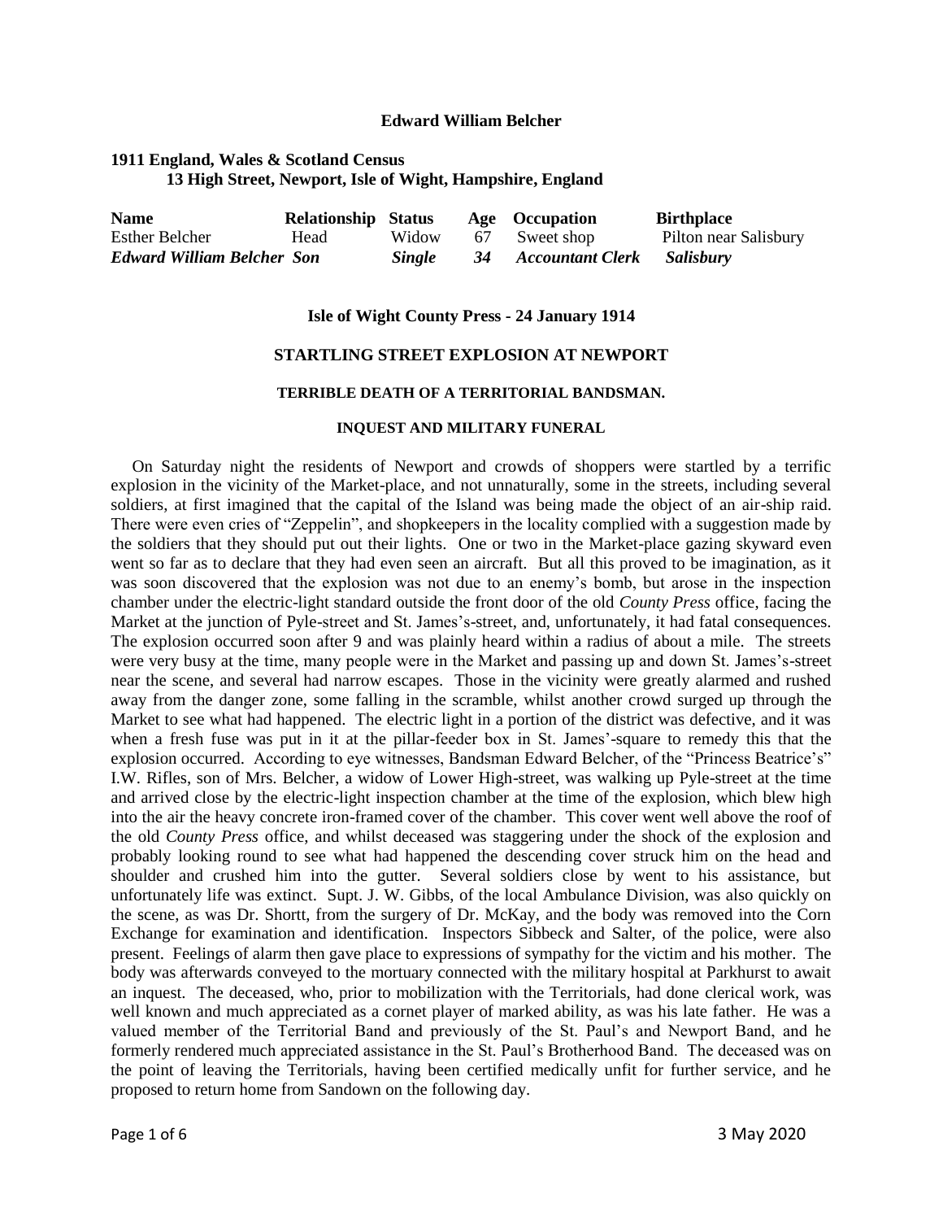# Edward William Belcher

## 1911 England, Wales & Scotland Census
### 13 High Street, Newport, Isle of Wight, Hampshire, England

| Name | Relationship | Status | Age | Occupation | Birthplace |
|---|---|---|---|---|---|
| Esther Belcher | Head | Widow | 67 | Sweet shop | Pilton near Salisbury |
| ***Edward William Belcher*** | ***Son*** | ***Single*** | ***34*** | ***Accountant Clerk*** | ***Salisbury*** |

## Isle of Wight County Press - 24 January 1914

## STARTLING STREET EXPLOSION AT NEWPORT

### TERRIBLE DEATH OF A TERRITORIAL BANDSMAN.

### INQUEST AND MILITARY FUNERAL

On Saturday night the residents of Newport and crowds of shoppers were startled by a terrific explosion in the vicinity of the Market-place, and not unnaturally, some in the streets, including several soldiers, at first imagined that the capital of the Island was being made the object of an air-ship raid. There were even cries of "Zeppelin", and shopkeepers in the locality complied with a suggestion made by the soldiers that they should put out their lights. One or two in the Market-place gazing skyward even went so far as to declare that they had even seen an aircraft. But all this proved to be imagination, as it was soon discovered that the explosion was not due to an enemy's bomb, but arose in the inspection chamber under the electric-light standard outside the front door of the old *County Press* office, facing the Market at the junction of Pyle-street and St. James's-street, and, unfortunately, it had fatal consequences. The explosion occurred soon after 9 and was plainly heard within a radius of about a mile. The streets were very busy at the time, many people were in the Market and passing up and down St. James's-street near the scene, and several had narrow escapes. Those in the vicinity were greatly alarmed and rushed away from the danger zone, some falling in the scramble, whilst another crowd surged up through the Market to see what had happened. The electric light in a portion of the district was defective, and it was when a fresh fuse was put in it at the pillar-feeder box in St. James'-square to remedy this that the explosion occurred. According to eye witnesses, Bandsman Edward Belcher, of the "Princess Beatrice's" I.W. Rifles, son of Mrs. Belcher, a widow of Lower High-street, was walking up Pyle-street at the time and arrived close by the electric-light inspection chamber at the time of the explosion, which blew high into the air the heavy concrete iron-framed cover of the chamber. This cover went well above the roof of the old *County Press* office, and whilst deceased was staggering under the shock of the explosion and probably looking round to see what had happened the descending cover struck him on the head and shoulder and crushed him into the gutter. Several soldiers close by went to his assistance, but unfortunately life was extinct. Supt. J. W. Gibbs, of the local Ambulance Division, was also quickly on the scene, as was Dr. Shortt, from the surgery of Dr. McKay, and the body was removed into the Corn Exchange for examination and identification. Inspectors Sibbeck and Salter, of the police, were also present. Feelings of alarm then gave place to expressions of sympathy for the victim and his mother. The body was afterwards conveyed to the mortuary connected with the military hospital at Parkhurst to await an inquest. The deceased, who, prior to mobilization with the Territorials, had done clerical work, was well known and much appreciated as a cornet player of marked ability, as was his late father. He was a valued member of the Territorial Band and previously of the St. Paul's and Newport Band, and he formerly rendered much appreciated assistance in the St. Paul's Brotherhood Band. The deceased was on the point of leaving the Territorials, having been certified medically unfit for further service, and he proposed to return home from Sandown on the following day.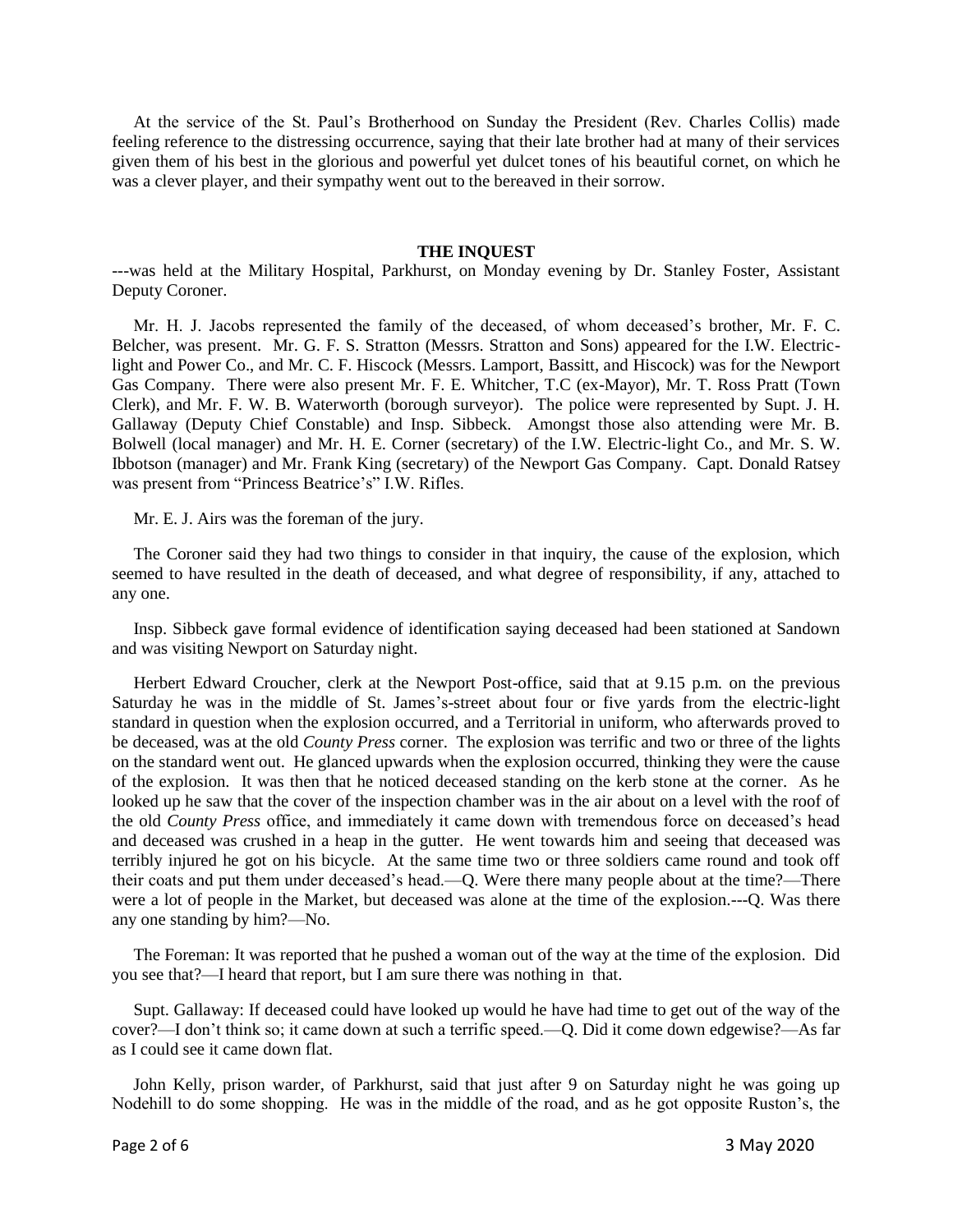At the service of the St. Paul's Brotherhood on Sunday the President (Rev. Charles Collis) made feeling reference to the distressing occurrence, saying that their late brother had at many of their services given them of his best in the glorious and powerful yet dulcet tones of his beautiful cornet, on which he was a clever player, and their sympathy went out to the bereaved in their sorrow.

**THE INQUEST**

---was held at the Military Hospital, Parkhurst, on Monday evening by Dr. Stanley Foster, Assistant Deputy Coroner.

Mr. H. J. Jacobs represented the family of the deceased, of whom deceased's brother, Mr. F. C. Belcher, was present. Mr. G. F. S. Stratton (Messrs. Stratton and Sons) appeared for the I.W. Electric-light and Power Co., and Mr. C. F. Hiscock (Messrs. Lamport, Bassitt, and Hiscock) was for the Newport Gas Company. There were also present Mr. F. E. Whitcher, T.C (ex-Mayor), Mr. T. Ross Pratt (Town Clerk), and Mr. F. W. B. Waterworth (borough surveyor). The police were represented by Supt. J. H. Gallaway (Deputy Chief Constable) and Insp. Sibbeck. Amongst those also attending were Mr. B. Bolwell (local manager) and Mr. H. E. Corner (secretary) of the I.W. Electric-light Co., and Mr. S. W. Ibbotson (manager) and Mr. Frank King (secretary) of the Newport Gas Company. Capt. Donald Ratsey was present from "Princess Beatrice's" I.W. Rifles.

Mr. E. J. Airs was the foreman of the jury.

The Coroner said they had two things to consider in that inquiry, the cause of the explosion, which seemed to have resulted in the death of deceased, and what degree of responsibility, if any, attached to any one.

Insp. Sibbeck gave formal evidence of identification saying deceased had been stationed at Sandown and was visiting Newport on Saturday night.

Herbert Edward Croucher, clerk at the Newport Post-office, said that at 9.15 p.m. on the previous Saturday he was in the middle of St. James's-street about four or five yards from the electric-light standard in question when the explosion occurred, and a Territorial in uniform, who afterwards proved to be deceased, was at the old *County Press* corner. The explosion was terrific and two or three of the lights on the standard went out. He glanced upwards when the explosion occurred, thinking they were the cause of the explosion. It was then that he noticed deceased standing on the kerb stone at the corner. As he looked up he saw that the cover of the inspection chamber was in the air about on a level with the roof of the old *County Press* office, and immediately it came down with tremendous force on deceased's head and deceased was crushed in a heap in the gutter. He went towards him and seeing that deceased was terribly injured he got on his bicycle. At the same time two or three soldiers came round and took off their coats and put them under deceased's head.—Q. Were there many people about at the time?—There were a lot of people in the Market, but deceased was alone at the time of the explosion.---Q. Was there any one standing by him?—No.

The Foreman: It was reported that he pushed a woman out of the way at the time of the explosion. Did you see that?—I heard that report, but I am sure there was nothing in that.

Supt. Gallaway: If deceased could have looked up would he have had time to get out of the way of the cover?—I don't think so; it came down at such a terrific speed.—Q. Did it come down edgewise?—As far as I could see it came down flat.

John Kelly, prison warder, of Parkhurst, said that just after 9 on Saturday night he was going up Nodehill to do some shopping. He was in the middle of the road, and as he got opposite Ruston's, the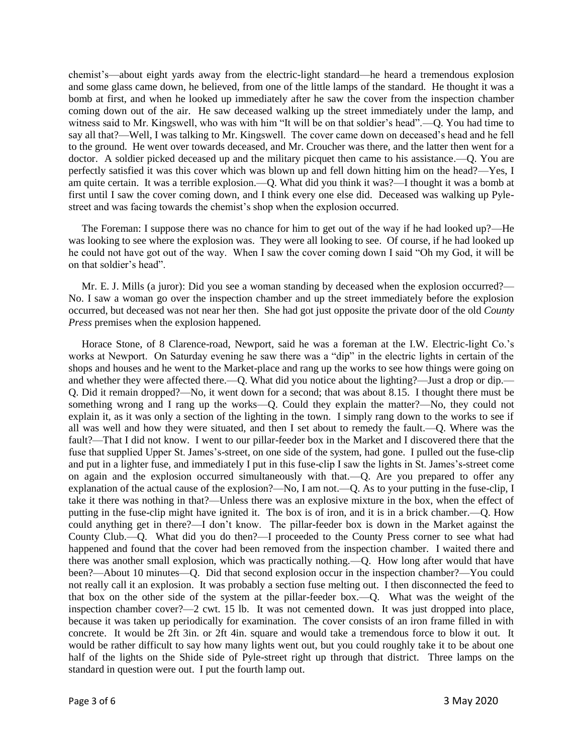chemist's—about eight yards away from the electric-light standard—he heard a tremendous explosion and some glass came down, he believed, from one of the little lamps of the standard. He thought it was a bomb at first, and when he looked up immediately after he saw the cover from the inspection chamber coming down out of the air. He saw deceased walking up the street immediately under the lamp, and witness said to Mr. Kingswell, who was with him "It will be on that soldier's head".—Q. You had time to say all that?—Well, I was talking to Mr. Kingswell. The cover came down on deceased's head and he fell to the ground. He went over towards deceased, and Mr. Croucher was there, and the latter then went for a doctor. A soldier picked deceased up and the military picquet then came to his assistance.—Q. You are perfectly satisfied it was this cover which was blown up and fell down hitting him on the head?—Yes, I am quite certain. It was a terrible explosion.—Q. What did you think it was?—I thought it was a bomb at first until I saw the cover coming down, and I think every one else did. Deceased was walking up Pyle-street and was facing towards the chemist's shop when the explosion occurred.

The Foreman: I suppose there was no chance for him to get out of the way if he had looked up?—He was looking to see where the explosion was. They were all looking to see. Of course, if he had looked up he could not have got out of the way. When I saw the cover coming down I said "Oh my God, it will be on that soldier's head".

Mr. E. J. Mills (a juror): Did you see a woman standing by deceased when the explosion occurred?—No. I saw a woman go over the inspection chamber and up the street immediately before the explosion occurred, but deceased was not near her then. She had got just opposite the private door of the old *County Press* premises when the explosion happened.

Horace Stone, of 8 Clarence-road, Newport, said he was a foreman at the I.W. Electric-light Co.'s works at Newport. On Saturday evening he saw there was a "dip" in the electric lights in certain of the shops and houses and he went to the Market-place and rang up the works to see how things were going on and whether they were affected there.—Q. What did you notice about the lighting?—Just a drop or dip.—Q. Did it remain dropped?—No, it went down for a second; that was about 8.15. I thought there must be something wrong and I rang up the works—Q. Could they explain the matter?—No, they could not explain it, as it was only a section of the lighting in the town. I simply rang down to the works to see if all was well and how they were situated, and then I set about to remedy the fault.—Q. Where was the fault?—That I did not know. I went to our pillar-feeder box in the Market and I discovered there that the fuse that supplied Upper St. James's-street, on one side of the system, had gone. I pulled out the fuse-clip and put in a lighter fuse, and immediately I put in this fuse-clip I saw the lights in St. James's-street come on again and the explosion occurred simultaneously with that.—Q. Are you prepared to offer any explanation of the actual cause of the explosion?—No, I am not.—Q. As to your putting in the fuse-clip, I take it there was nothing in that?—Unless there was an explosive mixture in the box, when the effect of putting in the fuse-clip might have ignited it. The box is of iron, and it is in a brick chamber.—Q. How could anything get in there?—I don't know. The pillar-feeder box is down in the Market against the County Club.—Q. What did you do then?—I proceeded to the County Press corner to see what had happened and found that the cover had been removed from the inspection chamber. I waited there and there was another small explosion, which was practically nothing.—Q. How long after would that have been?—About 10 minutes—Q. Did that second explosion occur in the inspection chamber?—You could not really call it an explosion. It was probably a section fuse melting out. I then disconnected the feed to that box on the other side of the system at the pillar-feeder box.—Q. What was the weight of the inspection chamber cover?—2 cwt. 15 lb. It was not cemented down. It was just dropped into place, because it was taken up periodically for examination. The cover consists of an iron frame filled in with concrete. It would be 2ft 3in. or 2ft 4in. square and would take a tremendous force to blow it out. It would be rather difficult to say how many lights went out, but you could roughly take it to be about one half of the lights on the Shide side of Pyle-street right up through that district. Three lamps on the standard in question were out. I put the fourth lamp out.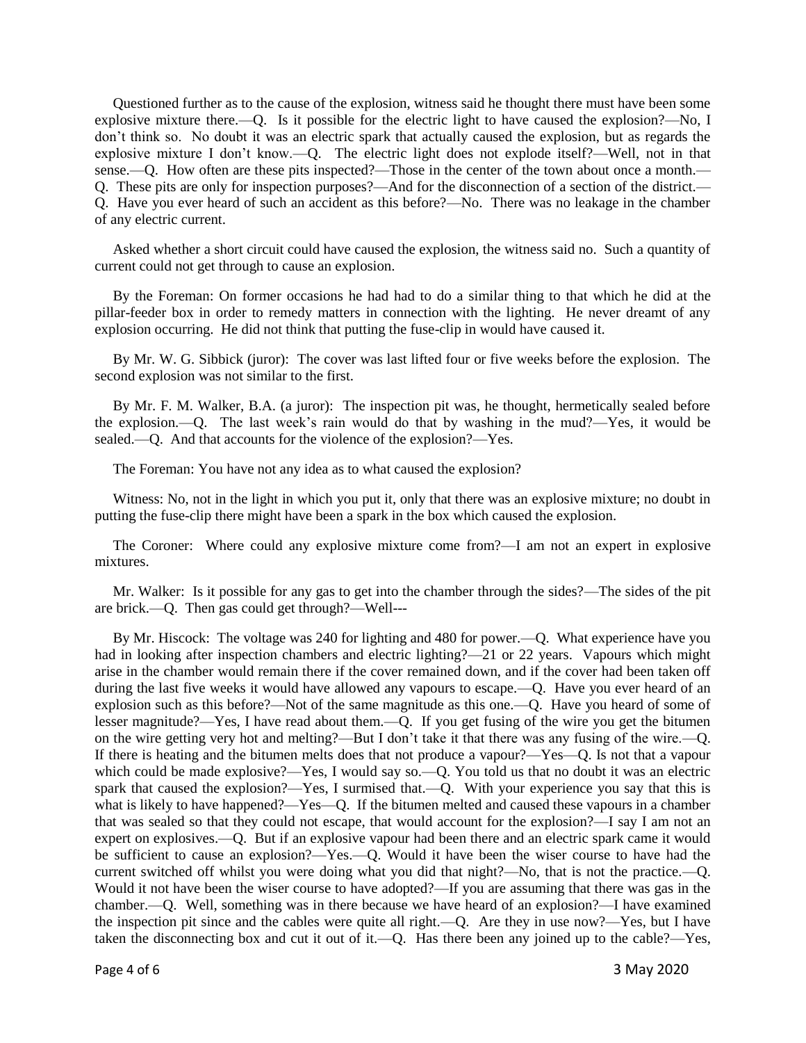Questioned further as to the cause of the explosion, witness said he thought there must have been some explosive mixture there.—Q. Is it possible for the electric light to have caused the explosion?—No, I don't think so. No doubt it was an electric spark that actually caused the explosion, but as regards the explosive mixture I don't know.—Q. The electric light does not explode itself?—Well, not in that sense.—Q. How often are these pits inspected?—Those in the center of the town about once a month.—Q. These pits are only for inspection purposes?—And for the disconnection of a section of the district.—Q. Have you ever heard of such an accident as this before?—No. There was no leakage in the chamber of any electric current.

Asked whether a short circuit could have caused the explosion, the witness said no. Such a quantity of current could not get through to cause an explosion.

By the Foreman: On former occasions he had had to do a similar thing to that which he did at the pillar-feeder box in order to remedy matters in connection with the lighting. He never dreamt of any explosion occurring. He did not think that putting the fuse-clip in would have caused it.

By Mr. W. G. Sibbick (juror): The cover was last lifted four or five weeks before the explosion. The second explosion was not similar to the first.

By Mr. F. M. Walker, B.A. (a juror): The inspection pit was, he thought, hermetically sealed before the explosion.—Q. The last week's rain would do that by washing in the mud?—Yes, it would be sealed.—Q. And that accounts for the violence of the explosion?—Yes.

The Foreman: You have not any idea as to what caused the explosion?

Witness: No, not in the light in which you put it, only that there was an explosive mixture; no doubt in putting the fuse-clip there might have been a spark in the box which caused the explosion.

The Coroner: Where could any explosive mixture come from?—I am not an expert in explosive mixtures.

Mr. Walker: Is it possible for any gas to get into the chamber through the sides?—The sides of the pit are brick.—Q. Then gas could get through?—Well---

By Mr. Hiscock: The voltage was 240 for lighting and 480 for power.—Q. What experience have you had in looking after inspection chambers and electric lighting?—21 or 22 years. Vapours which might arise in the chamber would remain there if the cover remained down, and if the cover had been taken off during the last five weeks it would have allowed any vapours to escape.—Q. Have you ever heard of an explosion such as this before?—Not of the same magnitude as this one.—Q. Have you heard of some of lesser magnitude?—Yes, I have read about them.—Q. If you get fusing of the wire you get the bitumen on the wire getting very hot and melting?—But I don't take it that there was any fusing of the wire.—Q. If there is heating and the bitumen melts does that not produce a vapour?—Yes—Q. Is not that a vapour which could be made explosive?—Yes, I would say so.—Q. You told us that no doubt it was an electric spark that caused the explosion?—Yes, I surmised that.—Q. With your experience you say that this is what is likely to have happened?—Yes—Q. If the bitumen melted and caused these vapours in a chamber that was sealed so that they could not escape, that would account for the explosion?—I say I am not an expert on explosives.—Q. But if an explosive vapour had been there and an electric spark came it would be sufficient to cause an explosion?—Yes.—Q. Would it have been the wiser course to have had the current switched off whilst you were doing what you did that night?—No, that is not the practice.—Q. Would it not have been the wiser course to have adopted?—If you are assuming that there was gas in the chamber.—Q. Well, something was in there because we have heard of an explosion?—I have examined the inspection pit since and the cables were quite all right.—Q. Are they in use now?—Yes, but I have taken the disconnecting box and cut it out of it.—Q. Has there been any joined up to the cable?—Yes,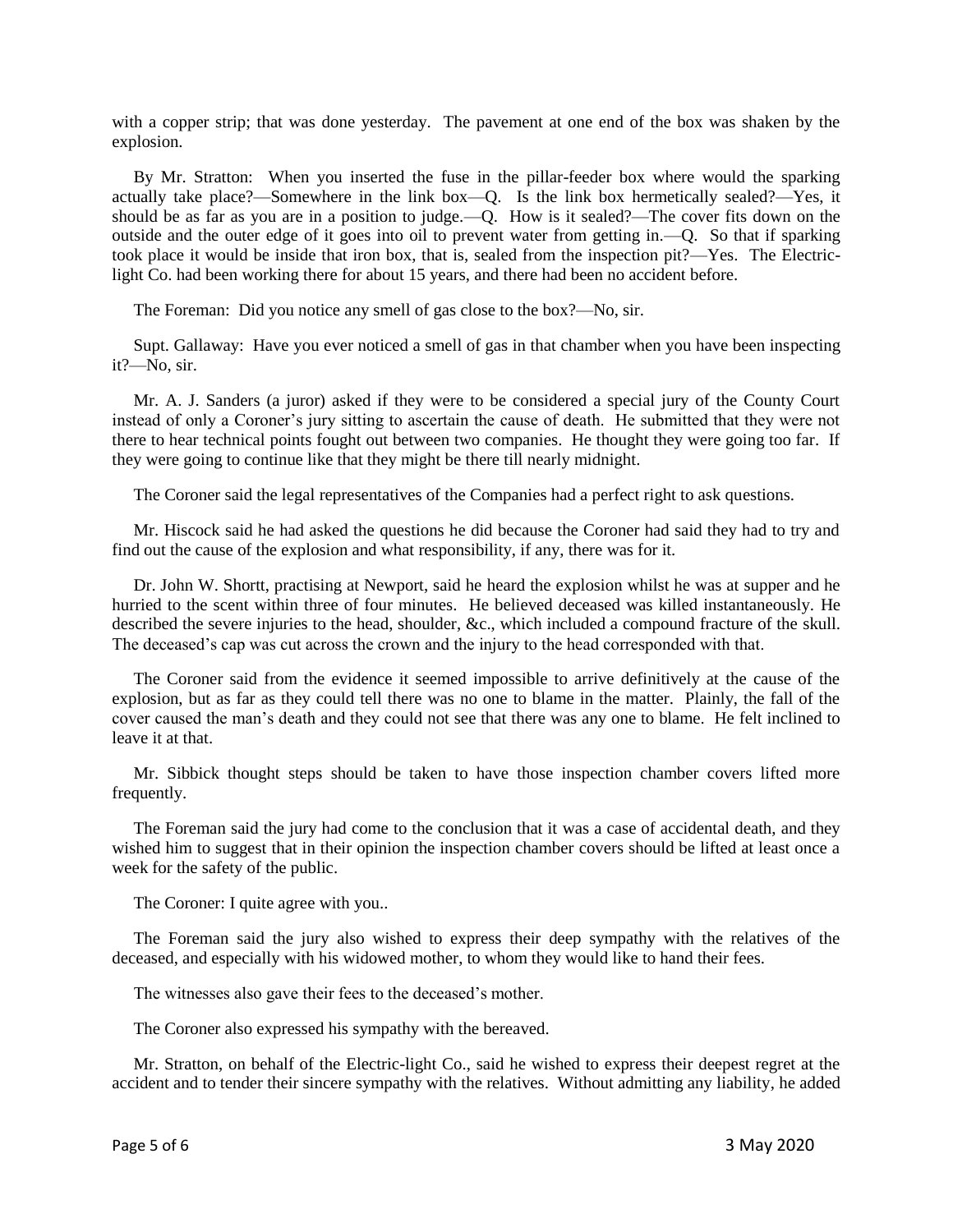with a copper strip; that was done yesterday. The pavement at one end of the box was shaken by the explosion.

By Mr. Stratton: When you inserted the fuse in the pillar-feeder box where would the sparking actually take place?—Somewhere in the link box—Q. Is the link box hermetically sealed?—Yes, it should be as far as you are in a position to judge.—Q. How is it sealed?—The cover fits down on the outside and the outer edge of it goes into oil to prevent water from getting in.—Q. So that if sparking took place it would be inside that iron box, that is, sealed from the inspection pit?—Yes. The Electric-light Co. had been working there for about 15 years, and there had been no accident before.

The Foreman: Did you notice any smell of gas close to the box?—No, sir.

Supt. Gallaway: Have you ever noticed a smell of gas in that chamber when you have been inspecting it?—No, sir.

Mr. A. J. Sanders (a juror) asked if they were to be considered a special jury of the County Court instead of only a Coroner's jury sitting to ascertain the cause of death. He submitted that they were not there to hear technical points fought out between two companies. He thought they were going too far. If they were going to continue like that they might be there till nearly midnight.

The Coroner said the legal representatives of the Companies had a perfect right to ask questions.

Mr. Hiscock said he had asked the questions he did because the Coroner had said they had to try and find out the cause of the explosion and what responsibility, if any, there was for it.

Dr. John W. Shortt, practising at Newport, said he heard the explosion whilst he was at supper and he hurried to the scent within three of four minutes. He believed deceased was killed instantaneously. He described the severe injuries to the head, shoulder, &c., which included a compound fracture of the skull. The deceased's cap was cut across the crown and the injury to the head corresponded with that.

The Coroner said from the evidence it seemed impossible to arrive definitively at the cause of the explosion, but as far as they could tell there was no one to blame in the matter. Plainly, the fall of the cover caused the man's death and they could not see that there was any one to blame. He felt inclined to leave it at that.

Mr. Sibbick thought steps should be taken to have those inspection chamber covers lifted more frequently.

The Foreman said the jury had come to the conclusion that it was a case of accidental death, and they wished him to suggest that in their opinion the inspection chamber covers should be lifted at least once a week for the safety of the public.

The Coroner: I quite agree with you..

The Foreman said the jury also wished to express their deep sympathy with the relatives of the deceased, and especially with his widowed mother, to whom they would like to hand their fees.

The witnesses also gave their fees to the deceased's mother.

The Coroner also expressed his sympathy with the bereaved.

Mr. Stratton, on behalf of the Electric-light Co., said he wished to express their deepest regret at the accident and to tender their sincere sympathy with the relatives. Without admitting any liability, he added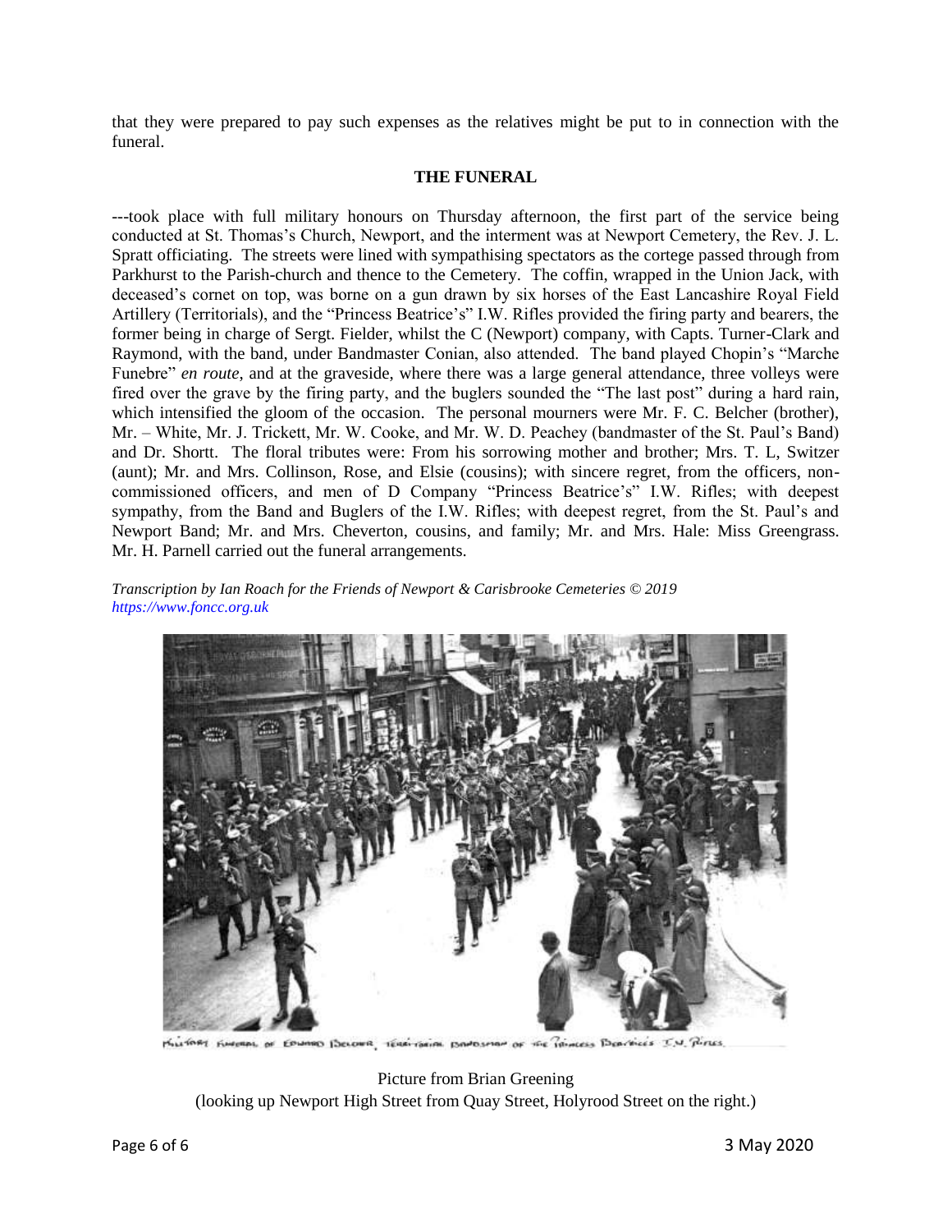that they were prepared to pay such expenses as the relatives might be put to in connection with the funeral.

**THE FUNERAL**

---took place with full military honours on Thursday afternoon, the first part of the service being conducted at St. Thomas's Church, Newport, and the interment was at Newport Cemetery, the Rev. J. L. Spratt officiating. The streets were lined with sympathising spectators as the cortege passed through from Parkhurst to the Parish-church and thence to the Cemetery. The coffin, wrapped in the Union Jack, with deceased's cornet on top, was borne on a gun drawn by six horses of the East Lancashire Royal Field Artillery (Territorials), and the "Princess Beatrice's" I.W. Rifles provided the firing party and bearers, the former being in charge of Sergt. Fielder, whilst the C (Newport) company, with Capts. Turner-Clark and Raymond, with the band, under Bandmaster Conian, also attended. The band played Chopin's "Marche Funebre" *en route*, and at the graveside, where there was a large general attendance, three volleys were fired over the grave by the firing party, and the buglers sounded the "The last post" during a hard rain, which intensified the gloom of the occasion. The personal mourners were Mr. F. C. Belcher (brother), Mr. – White, Mr. J. Trickett, Mr. W. Cooke, and Mr. W. D. Peachey (bandmaster of the St. Paul's Band) and Dr. Shortt. The floral tributes were: From his sorrowing mother and brother; Mrs. T. L, Switzer (aunt); Mr. and Mrs. Collinson, Rose, and Elsie (cousins); with sincere regret, from the officers, non-commissioned officers, and men of D Company "Princess Beatrice's" I.W. Rifles; with deepest sympathy, from the Band and Buglers of the I.W. Rifles; with deepest regret, from the St. Paul's and Newport Band; Mr. and Mrs. Cheverton, cousins, and family; Mr. and Mrs. Hale: Miss Greengrass. Mr. H. Parnell carried out the funeral arrangements.

*Transcription by Ian Roach for the Friends of Newport & Carisbrooke Cemeteries © 2019*
*https://www.foncc.org.uk*

Military Funeral of Edward Belcher, Territorial Bandsman of the Princess Beatrice's I.W. Rifles.

Picture from Brian Greening
(looking up Newport High Street from Quay Street, Holyrood Street on the right.)